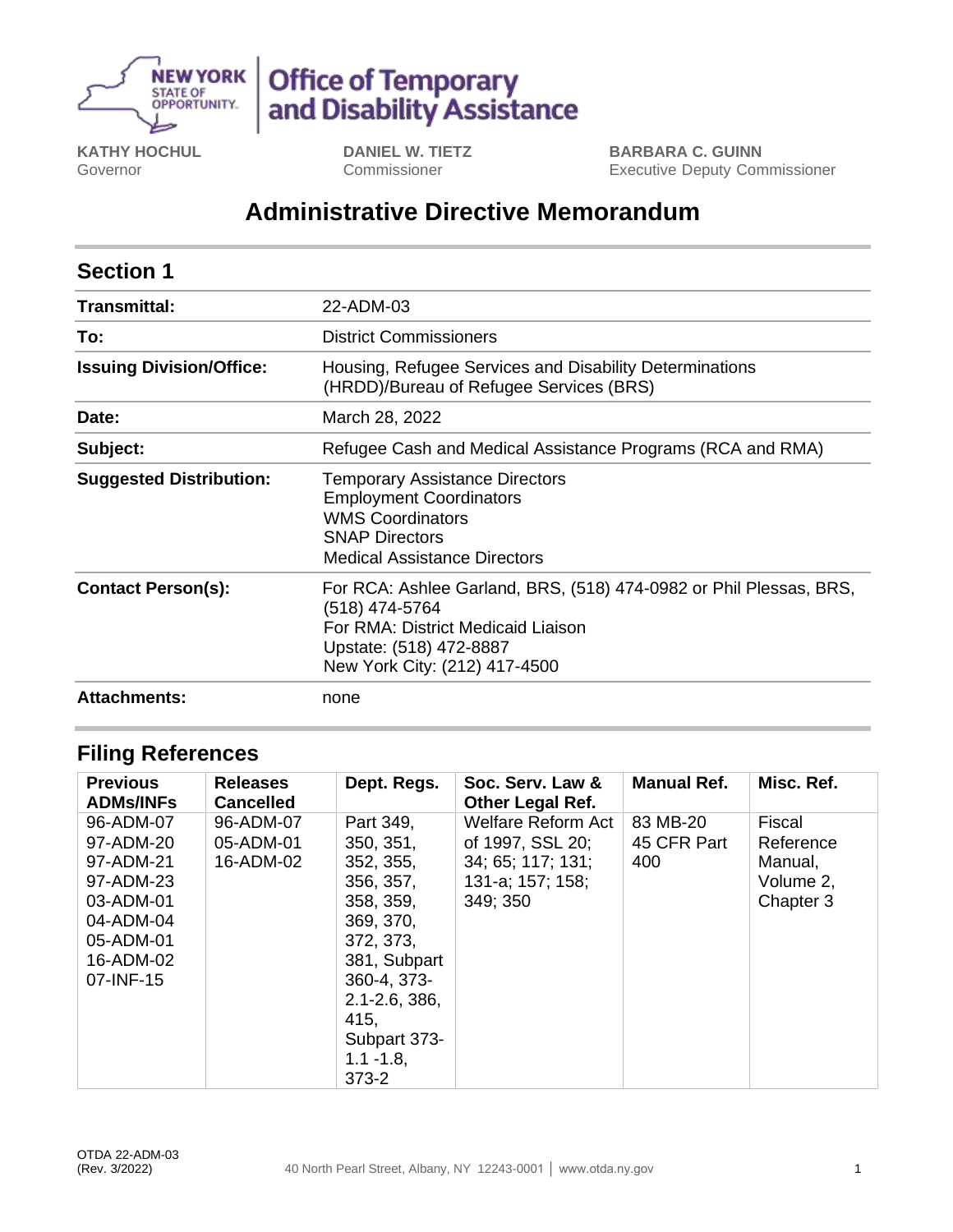NEW YORK STATE OF OPPORTUNITY. | Office of Temporary and Disability Assistance

**KATHY HOCHUL**
Governor

**DANIEL W. TIETZ**
Commissioner

**BARBARA C. GUINN**
Executive Deputy Commissioner

# Administrative Directive Memorandum

## Section 1

| | |
|---|---|
| **Transmittal:** | 22-ADM-03 |
| **To:** | District Commissioners |
| **Issuing Division/Office:** | Housing, Refugee Services and Disability Determinations (HRDD)/Bureau of Refugee Services (BRS) |
| **Date:** | March 28, 2022 |
| **Subject:** | Refugee Cash and Medical Assistance Programs (RCA and RMA) |
| **Suggested Distribution:** | Temporary Assistance Directors<br>Employment Coordinators<br>WMS Coordinators<br>SNAP Directors<br>Medical Assistance Directors |
| **Contact Person(s):** | For RCA: Ashlee Garland, BRS, (518) 474-0982 or Phil Plessas, BRS, (518) 474-5764<br>For RMA: District Medicaid Liaison<br>Upstate: (518) 472-8887<br>New York City: (212) 417-4500 |
| **Attachments:** | none |

## Filing References

| Previous ADMs/INFs | Releases Cancelled | Dept. Regs. | Soc. Serv. Law & Other Legal Ref. | Manual Ref. | Misc. Ref. |
|---|---|---|---|---|---|
| 96-ADM-07<br>97-ADM-20<br>97-ADM-21<br>97-ADM-23<br>03-ADM-01<br>04-ADM-04<br>05-ADM-01<br>16-ADM-02<br>07-INF-15 | 96-ADM-07<br>05-ADM-01<br>16-ADM-02 | Part 349, 350, 351, 352, 355, 356, 357, 358, 359, 369, 370, 372, 373, 381, Subpart 360-4, 373-2.1-2.6, 386, 415, Subpart 373-1.1 -1.8, 373-2 | Welfare Reform Act of 1997, SSL 20; 34; 65; 117; 131; 131-a; 157; 158; 349; 350 | 83 MB-20<br>45 CFR Part 400 | Fiscal Reference Manual, Volume 2, Chapter 3 |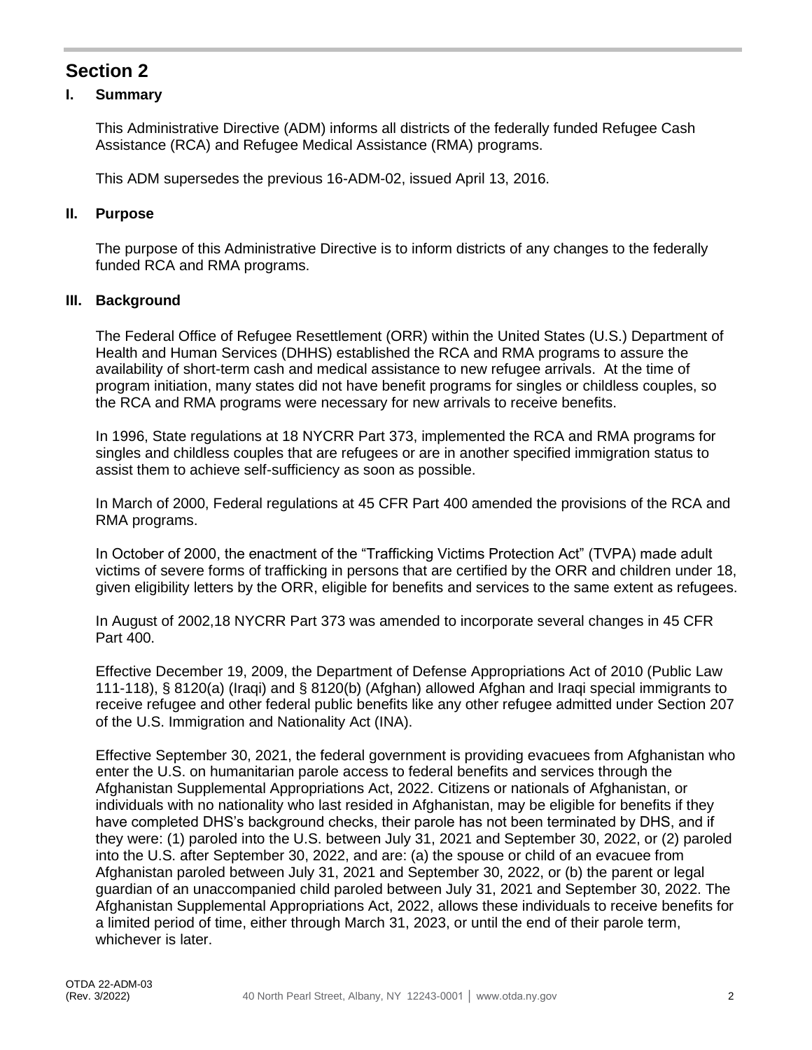## Section 2

### I. Summary

This Administrative Directive (ADM) informs all districts of the federally funded Refugee Cash Assistance (RCA) and Refugee Medical Assistance (RMA) programs.

This ADM supersedes the previous 16-ADM-02, issued April 13, 2016.

### II. Purpose

The purpose of this Administrative Directive is to inform districts of any changes to the federally funded RCA and RMA programs.

### III. Background

The Federal Office of Refugee Resettlement (ORR) within the United States (U.S.) Department of Health and Human Services (DHHS) established the RCA and RMA programs to assure the availability of short-term cash and medical assistance to new refugee arrivals. At the time of program initiation, many states did not have benefit programs for singles or childless couples, so the RCA and RMA programs were necessary for new arrivals to receive benefits.

In 1996, State regulations at 18 NYCRR Part 373, implemented the RCA and RMA programs for singles and childless couples that are refugees or are in another specified immigration status to assist them to achieve self-sufficiency as soon as possible.

In March of 2000, Federal regulations at 45 CFR Part 400 amended the provisions of the RCA and RMA programs.

In October of 2000, the enactment of the "Trafficking Victims Protection Act" (TVPA) made adult victims of severe forms of trafficking in persons that are certified by the ORR and children under 18, given eligibility letters by the ORR, eligible for benefits and services to the same extent as refugees.

In August of 2002,18 NYCRR Part 373 was amended to incorporate several changes in 45 CFR Part 400.

Effective December 19, 2009, the Department of Defense Appropriations Act of 2010 (Public Law 111-118), § 8120(a) (Iraqi) and § 8120(b) (Afghan) allowed Afghan and Iraqi special immigrants to receive refugee and other federal public benefits like any other refugee admitted under Section 207 of the U.S. Immigration and Nationality Act (INA).

Effective September 30, 2021, the federal government is providing evacuees from Afghanistan who enter the U.S. on humanitarian parole access to federal benefits and services through the Afghanistan Supplemental Appropriations Act, 2022. Citizens or nationals of Afghanistan, or individuals with no nationality who last resided in Afghanistan, may be eligible for benefits if they have completed DHS's background checks, their parole has not been terminated by DHS, and if they were: (1) paroled into the U.S. between July 31, 2021 and September 30, 2022, or (2) paroled into the U.S. after September 30, 2022, and are: (a) the spouse or child of an evacuee from Afghanistan paroled between July 31, 2021 and September 30, 2022, or (b) the parent or legal guardian of an unaccompanied child paroled between July 31, 2021 and September 30, 2022. The Afghanistan Supplemental Appropriations Act, 2022, allows these individuals to receive benefits for a limited period of time, either through March 31, 2023, or until the end of their parole term, whichever is later.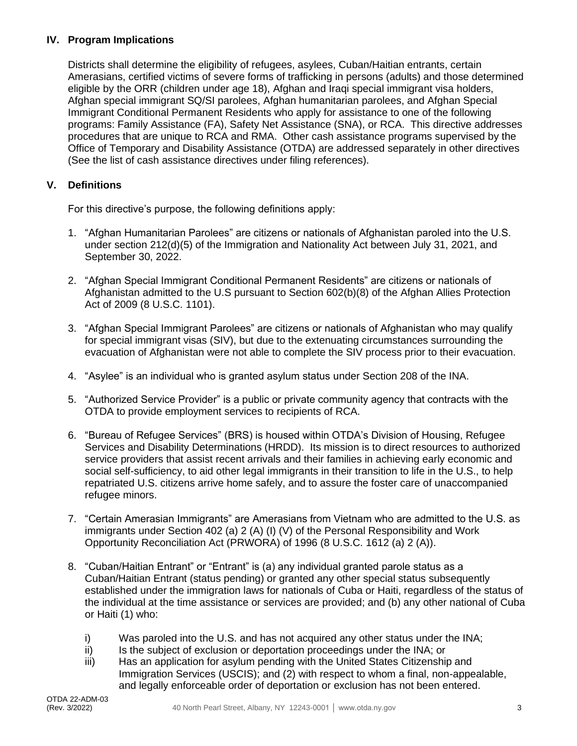## IV. Program Implications

Districts shall determine the eligibility of refugees, asylees, Cuban/Haitian entrants, certain Amerasians, certified victims of severe forms of trafficking in persons (adults) and those determined eligible by the ORR (children under age 18), Afghan and Iraqi special immigrant visa holders, Afghan special immigrant SQ/SI parolees, Afghan humanitarian parolees, and Afghan Special Immigrant Conditional Permanent Residents who apply for assistance to one of the following programs: Family Assistance (FA), Safety Net Assistance (SNA), or RCA. This directive addresses procedures that are unique to RCA and RMA. Other cash assistance programs supervised by the Office of Temporary and Disability Assistance (OTDA) are addressed separately in other directives (See the list of cash assistance directives under filing references).

## V. Definitions

For this directive's purpose, the following definitions apply:

1. "Afghan Humanitarian Parolees" are citizens or nationals of Afghanistan paroled into the U.S. under section 212(d)(5) of the Immigration and Nationality Act between July 31, 2021, and September 30, 2022.

2. "Afghan Special Immigrant Conditional Permanent Residents" are citizens or nationals of Afghanistan admitted to the U.S pursuant to Section 602(b)(8) of the Afghan Allies Protection Act of 2009 (8 U.S.C. 1101).

3. "Afghan Special Immigrant Parolees" are citizens or nationals of Afghanistan who may qualify for special immigrant visas (SIV), but due to the extenuating circumstances surrounding the evacuation of Afghanistan were not able to complete the SIV process prior to their evacuation.

4. "Asylee" is an individual who is granted asylum status under Section 208 of the INA.

5. "Authorized Service Provider" is a public or private community agency that contracts with the OTDA to provide employment services to recipients of RCA.

6. "Bureau of Refugee Services" (BRS) is housed within OTDA's Division of Housing, Refugee Services and Disability Determinations (HRDD). Its mission is to direct resources to authorized service providers that assist recent arrivals and their families in achieving early economic and social self-sufficiency, to aid other legal immigrants in their transition to life in the U.S., to help repatriated U.S. citizens arrive home safely, and to assure the foster care of unaccompanied refugee minors.

7. "Certain Amerasian Immigrants" are Amerasians from Vietnam who are admitted to the U.S. as immigrants under Section 402 (a) 2 (A) (I) (V) of the Personal Responsibility and Work Opportunity Reconciliation Act (PRWORA) of 1996 (8 U.S.C. 1612 (a) 2 (A)).

8. "Cuban/Haitian Entrant" or "Entrant" is (a) any individual granted parole status as a Cuban/Haitian Entrant (status pending) or granted any other special status subsequently established under the immigration laws for nationals of Cuba or Haiti, regardless of the status of the individual at the time assistance or services are provided; and (b) any other national of Cuba or Haiti (1) who:

   i) Was paroled into the U.S. and has not acquired any other status under the INA;
   ii) Is the subject of exclusion or deportation proceedings under the INA; or
   iii) Has an application for asylum pending with the United States Citizenship and Immigration Services (USCIS); and (2) with respect to whom a final, non-appealable, and legally enforceable order of deportation or exclusion has not been entered.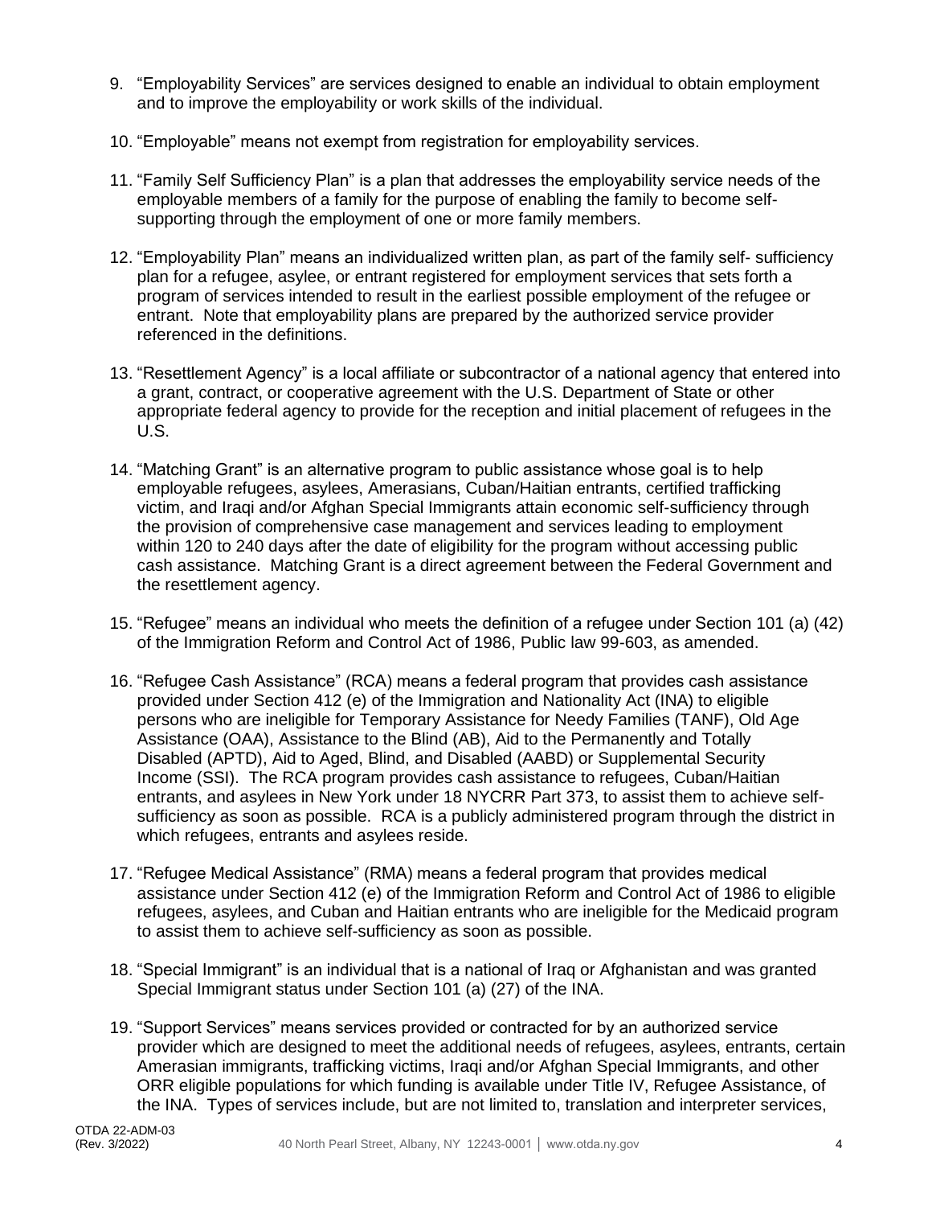9. "Employability Services" are services designed to enable an individual to obtain employment and to improve the employability or work skills of the individual.

10. "Employable" means not exempt from registration for employability services.

11. "Family Self Sufficiency Plan" is a plan that addresses the employability service needs of the employable members of a family for the purpose of enabling the family to become self-supporting through the employment of one or more family members.

12. "Employability Plan" means an individualized written plan, as part of the family self- sufficiency plan for a refugee, asylee, or entrant registered for employment services that sets forth a program of services intended to result in the earliest possible employment of the refugee or entrant. Note that employability plans are prepared by the authorized service provider referenced in the definitions.

13. "Resettlement Agency" is a local affiliate or subcontractor of a national agency that entered into a grant, contract, or cooperative agreement with the U.S. Department of State or other appropriate federal agency to provide for the reception and initial placement of refugees in the U.S.

14. "Matching Grant" is an alternative program to public assistance whose goal is to help employable refugees, asylees, Amerasians, Cuban/Haitian entrants, certified trafficking victim, and Iraqi and/or Afghan Special Immigrants attain economic self-sufficiency through the provision of comprehensive case management and services leading to employment within 120 to 240 days after the date of eligibility for the program without accessing public cash assistance. Matching Grant is a direct agreement between the Federal Government and the resettlement agency.

15. "Refugee" means an individual who meets the definition of a refugee under Section 101 (a) (42) of the Immigration Reform and Control Act of 1986, Public law 99-603, as amended.

16. "Refugee Cash Assistance" (RCA) means a federal program that provides cash assistance provided under Section 412 (e) of the Immigration and Nationality Act (INA) to eligible persons who are ineligible for Temporary Assistance for Needy Families (TANF), Old Age Assistance (OAA), Assistance to the Blind (AB), Aid to the Permanently and Totally Disabled (APTD), Aid to Aged, Blind, and Disabled (AABD) or Supplemental Security Income (SSI). The RCA program provides cash assistance to refugees, Cuban/Haitian entrants, and asylees in New York under 18 NYCRR Part 373, to assist them to achieve self-sufficiency as soon as possible. RCA is a publicly administered program through the district in which refugees, entrants and asylees reside.

17. "Refugee Medical Assistance" (RMA) means a federal program that provides medical assistance under Section 412 (e) of the Immigration Reform and Control Act of 1986 to eligible refugees, asylees, and Cuban and Haitian entrants who are ineligible for the Medicaid program to assist them to achieve self-sufficiency as soon as possible.

18. "Special Immigrant" is an individual that is a national of Iraq or Afghanistan and was granted Special Immigrant status under Section 101 (a) (27) of the INA.

19. "Support Services" means services provided or contracted for by an authorized service provider which are designed to meet the additional needs of refugees, asylees, entrants, certain Amerasian immigrants, trafficking victims, Iraqi and/or Afghan Special Immigrants, and other ORR eligible populations for which funding is available under Title IV, Refugee Assistance, of the INA. Types of services include, but are not limited to, translation and interpreter services,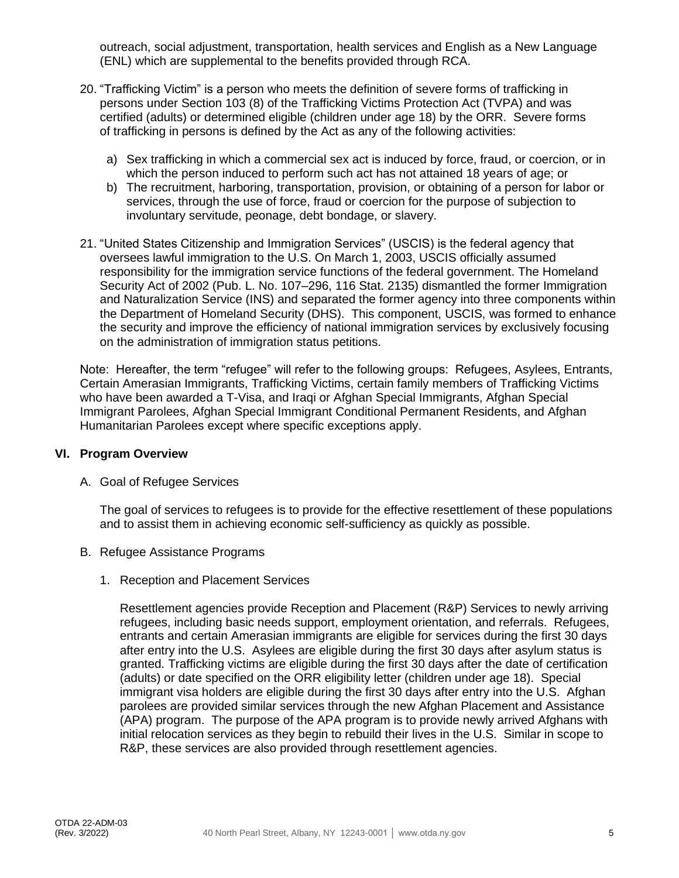outreach, social adjustment, transportation, health services and English as a New Language (ENL) which are supplemental to the benefits provided through RCA.

20. "Trafficking Victim" is a person who meets the definition of severe forms of trafficking in persons under Section 103 (8) of the Trafficking Victims Protection Act (TVPA) and was certified (adults) or determined eligible (children under age 18) by the ORR. Severe forms of trafficking in persons is defined by the Act as any of the following activities:

    a) Sex trafficking in which a commercial sex act is induced by force, fraud, or coercion, or in which the person induced to perform such act has not attained 18 years of age; or
    b) The recruitment, harboring, transportation, provision, or obtaining of a person for labor or services, through the use of force, fraud or coercion for the purpose of subjection to involuntary servitude, peonage, debt bondage, or slavery.

21. "United States Citizenship and Immigration Services" (USCIS) is the federal agency that oversees lawful immigration to the U.S. On March 1, 2003, USCIS officially assumed responsibility for the immigration service functions of the federal government. The Homeland Security Act of 2002 (Pub. L. No. 107–296, 116 Stat. 2135) dismantled the former Immigration and Naturalization Service (INS) and separated the former agency into three components within the Department of Homeland Security (DHS). This component, USCIS, was formed to enhance the security and improve the efficiency of national immigration services by exclusively focusing on the administration of immigration status petitions.

Note: Hereafter, the term "refugee" will refer to the following groups: Refugees, Asylees, Entrants, Certain Amerasian Immigrants, Trafficking Victims, certain family members of Trafficking Victims who have been awarded a T-Visa, and Iraqi or Afghan Special Immigrants, Afghan Special Immigrant Parolees, Afghan Special Immigrant Conditional Permanent Residents, and Afghan Humanitarian Parolees except where specific exceptions apply.

## VI. Program Overview

### A. Goal of Refugee Services

The goal of services to refugees is to provide for the effective resettlement of these populations and to assist them in achieving economic self-sufficiency as quickly as possible.

### B. Refugee Assistance Programs

#### 1. Reception and Placement Services

Resettlement agencies provide Reception and Placement (R&P) Services to newly arriving refugees, including basic needs support, employment orientation, and referrals. Refugees, entrants and certain Amerasian immigrants are eligible for services during the first 30 days after entry into the U.S. Asylees are eligible during the first 30 days after asylum status is granted. Trafficking victims are eligible during the first 30 days after the date of certification (adults) or date specified on the ORR eligibility letter (children under age 18). Special immigrant visa holders are eligible during the first 30 days after entry into the U.S. Afghan parolees are provided similar services through the new Afghan Placement and Assistance (APA) program. The purpose of the APA program is to provide newly arrived Afghans with initial relocation services as they begin to rebuild their lives in the U.S. Similar in scope to R&P, these services are also provided through resettlement agencies.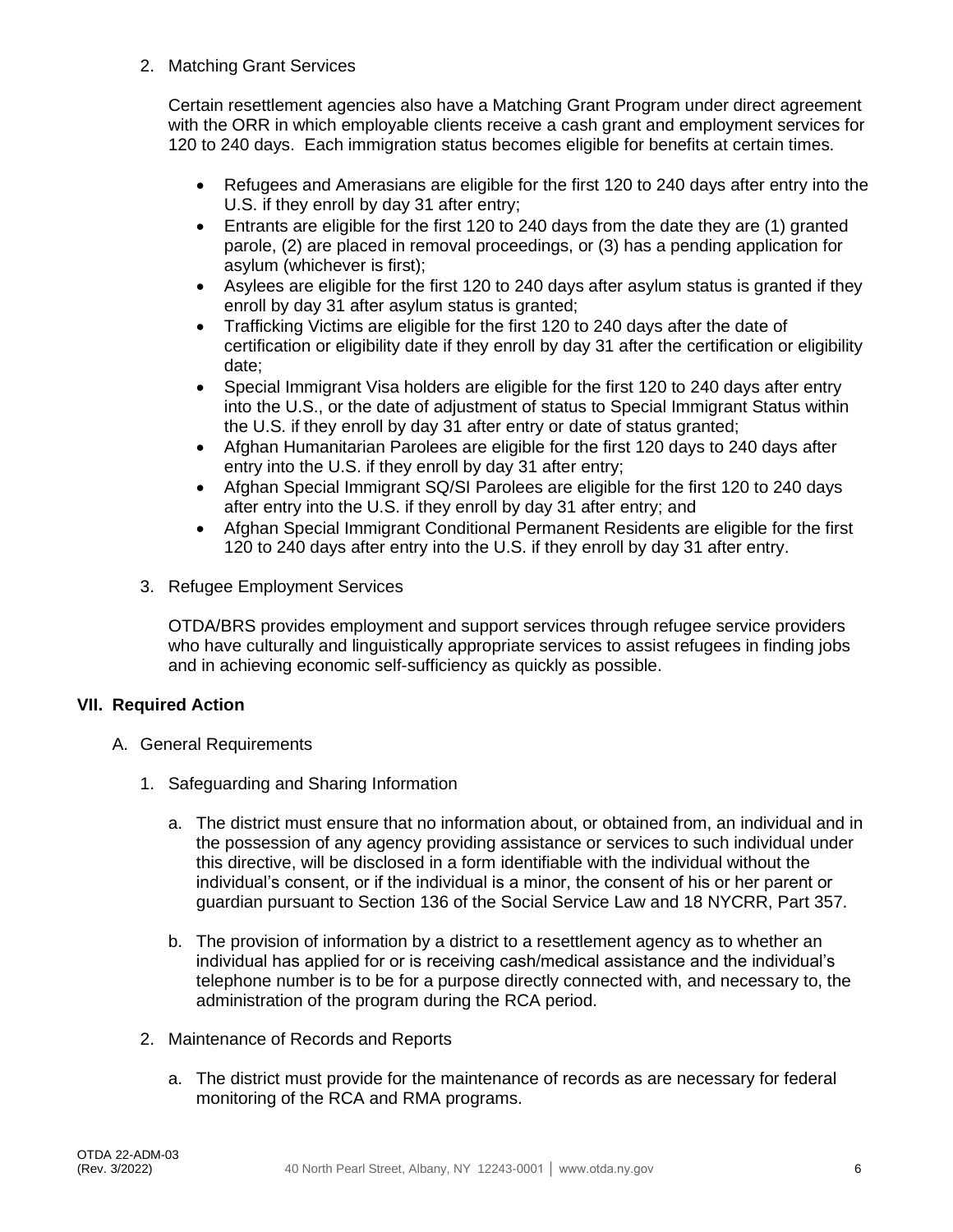2. Matching Grant Services

   Certain resettlement agencies also have a Matching Grant Program under direct agreement with the ORR in which employable clients receive a cash grant and employment services for 120 to 240 days. Each immigration status becomes eligible for benefits at certain times.

   - Refugees and Amerasians are eligible for the first 120 to 240 days after entry into the U.S. if they enroll by day 31 after entry;
   - Entrants are eligible for the first 120 to 240 days from the date they are (1) granted parole, (2) are placed in removal proceedings, or (3) has a pending application for asylum (whichever is first);
   - Asylees are eligible for the first 120 to 240 days after asylum status is granted if they enroll by day 31 after asylum status is granted;
   - Trafficking Victims are eligible for the first 120 to 240 days after the date of certification or eligibility date if they enroll by day 31 after the certification or eligibility date;
   - Special Immigrant Visa holders are eligible for the first 120 to 240 days after entry into the U.S., or the date of adjustment of status to Special Immigrant Status within the U.S. if they enroll by day 31 after entry or date of status granted;
   - Afghan Humanitarian Parolees are eligible for the first 120 days to 240 days after entry into the U.S. if they enroll by day 31 after entry;
   - Afghan Special Immigrant SQ/SI Parolees are eligible for the first 120 to 240 days after entry into the U.S. if they enroll by day 31 after entry; and
   - Afghan Special Immigrant Conditional Permanent Residents are eligible for the first 120 to 240 days after entry into the U.S. if they enroll by day 31 after entry.

3. Refugee Employment Services

   OTDA/BRS provides employment and support services through refugee service providers who have culturally and linguistically appropriate services to assist refugees in finding jobs and in achieving economic self-sufficiency as quickly as possible.

## VII. Required Action

A. General Requirements

1. Safeguarding and Sharing Information

   a. The district must ensure that no information about, or obtained from, an individual and in the possession of any agency providing assistance or services to such individual under this directive, will be disclosed in a form identifiable with the individual without the individual's consent, or if the individual is a minor, the consent of his or her parent or guardian pursuant to Section 136 of the Social Service Law and 18 NYCRR, Part 357.

   b. The provision of information by a district to a resettlement agency as to whether an individual has applied for or is receiving cash/medical assistance and the individual's telephone number is to be for a purpose directly connected with, and necessary to, the administration of the program during the RCA period.

2. Maintenance of Records and Reports

   a. The district must provide for the maintenance of records as are necessary for federal monitoring of the RCA and RMA programs.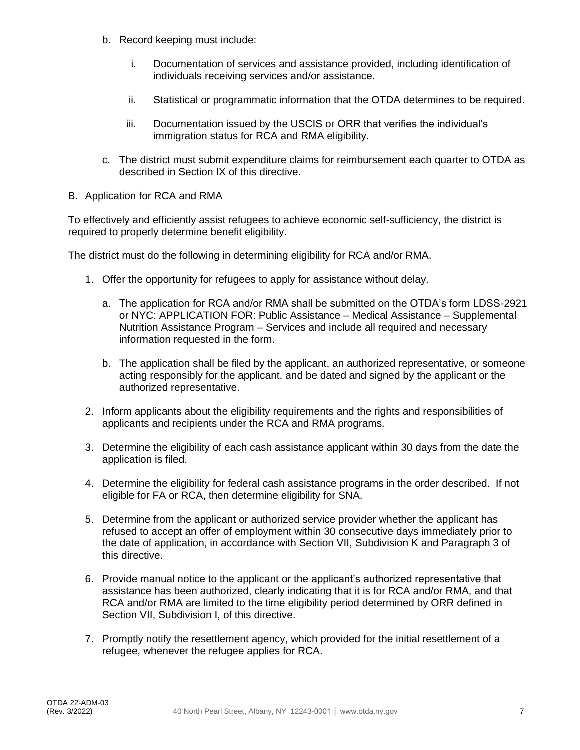b. Record keeping must include:

   i. Documentation of services and assistance provided, including identification of individuals receiving services and/or assistance.

   ii. Statistical or programmatic information that the OTDA determines to be required.

   iii. Documentation issued by the USCIS or ORR that verifies the individual's immigration status for RCA and RMA eligibility.

c. The district must submit expenditure claims for reimbursement each quarter to OTDA as described in Section IX of this directive.

B. Application for RCA and RMA

To effectively and efficiently assist refugees to achieve economic self-sufficiency, the district is required to properly determine benefit eligibility.

The district must do the following in determining eligibility for RCA and/or RMA.

1. Offer the opportunity for refugees to apply for assistance without delay.

   a. The application for RCA and/or RMA shall be submitted on the OTDA's form LDSS-2921 or NYC: APPLICATION FOR: Public Assistance – Medical Assistance – Supplemental Nutrition Assistance Program – Services and include all required and necessary information requested in the form.

   b. The application shall be filed by the applicant, an authorized representative, or someone acting responsibly for the applicant, and be dated and signed by the applicant or the authorized representative.

2. Inform applicants about the eligibility requirements and the rights and responsibilities of applicants and recipients under the RCA and RMA programs.

3. Determine the eligibility of each cash assistance applicant within 30 days from the date the application is filed.

4. Determine the eligibility for federal cash assistance programs in the order described. If not eligible for FA or RCA, then determine eligibility for SNA.

5. Determine from the applicant or authorized service provider whether the applicant has refused to accept an offer of employment within 30 consecutive days immediately prior to the date of application, in accordance with Section VII, Subdivision K and Paragraph 3 of this directive.

6. Provide manual notice to the applicant or the applicant's authorized representative that assistance has been authorized, clearly indicating that it is for RCA and/or RMA, and that RCA and/or RMA are limited to the time eligibility period determined by ORR defined in Section VII, Subdivision I, of this directive.

7. Promptly notify the resettlement agency, which provided for the initial resettlement of a refugee, whenever the refugee applies for RCA.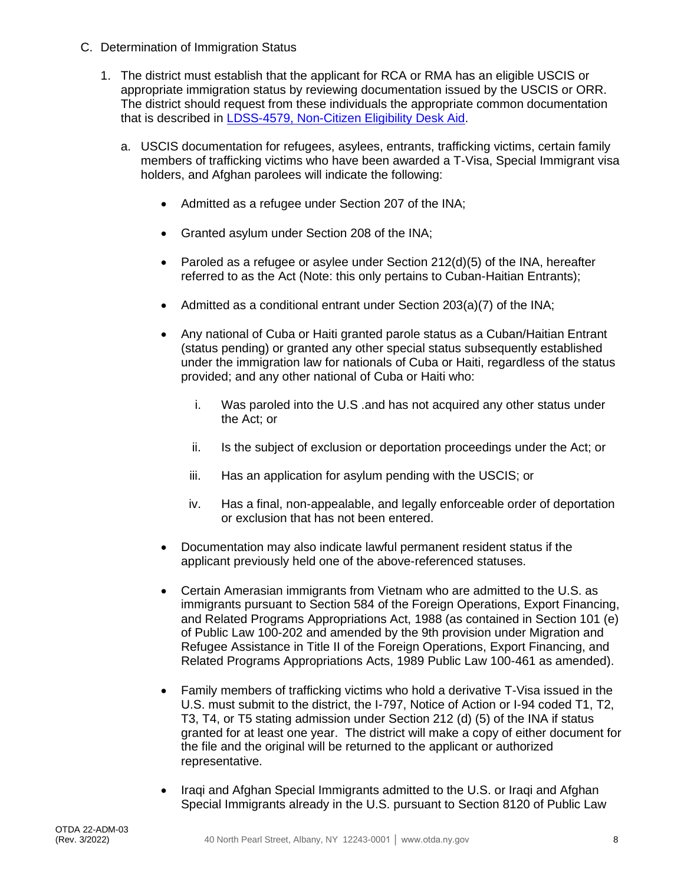C. Determination of Immigration Status

1. The district must establish that the applicant for RCA or RMA has an eligible USCIS or appropriate immigration status by reviewing documentation issued by the USCIS or ORR. The district should request from these individuals the appropriate common documentation that is described in [LDSS-4579, Non-Citizen Eligibility Desk Aid](LDSS-4579, Non-Citizen Eligibility Desk Aid).

   a. USCIS documentation for refugees, asylees, entrants, trafficking victims, certain family members of trafficking victims who have been awarded a T-Visa, Special Immigrant visa holders, and Afghan parolees will indicate the following:

      - Admitted as a refugee under Section 207 of the INA;

      - Granted asylum under Section 208 of the INA;

      - Paroled as a refugee or asylee under Section 212(d)(5) of the INA, hereafter referred to as the Act (Note: this only pertains to Cuban-Haitian Entrants);

      - Admitted as a conditional entrant under Section 203(a)(7) of the INA;

      - Any national of Cuba or Haiti granted parole status as a Cuban/Haitian Entrant (status pending) or granted any other special status subsequently established under the immigration law for nationals of Cuba or Haiti, regardless of the status provided; and any other national of Cuba or Haiti who:

        i. Was paroled into the U.S .and has not acquired any other status under the Act; or

        ii. Is the subject of exclusion or deportation proceedings under the Act; or

        iii. Has an application for asylum pending with the USCIS; or

        iv. Has a final, non-appealable, and legally enforceable order of deportation or exclusion that has not been entered.

      - Documentation may also indicate lawful permanent resident status if the applicant previously held one of the above-referenced statuses.

      - Certain Amerasian immigrants from Vietnam who are admitted to the U.S. as immigrants pursuant to Section 584 of the Foreign Operations, Export Financing, and Related Programs Appropriations Act, 1988 (as contained in Section 101 (e) of Public Law 100-202 and amended by the 9th provision under Migration and Refugee Assistance in Title II of the Foreign Operations, Export Financing, and Related Programs Appropriations Acts, 1989 Public Law 100-461 as amended).

      - Family members of trafficking victims who hold a derivative T-Visa issued in the U.S. must submit to the district, the I-797, Notice of Action or I-94 coded T1, T2, T3, T4, or T5 stating admission under Section 212 (d) (5) of the INA if status granted for at least one year. The district will make a copy of either document for the file and the original will be returned to the applicant or authorized representative.

      - Iraqi and Afghan Special Immigrants admitted to the U.S. or Iraqi and Afghan Special Immigrants already in the U.S. pursuant to Section 8120 of Public Law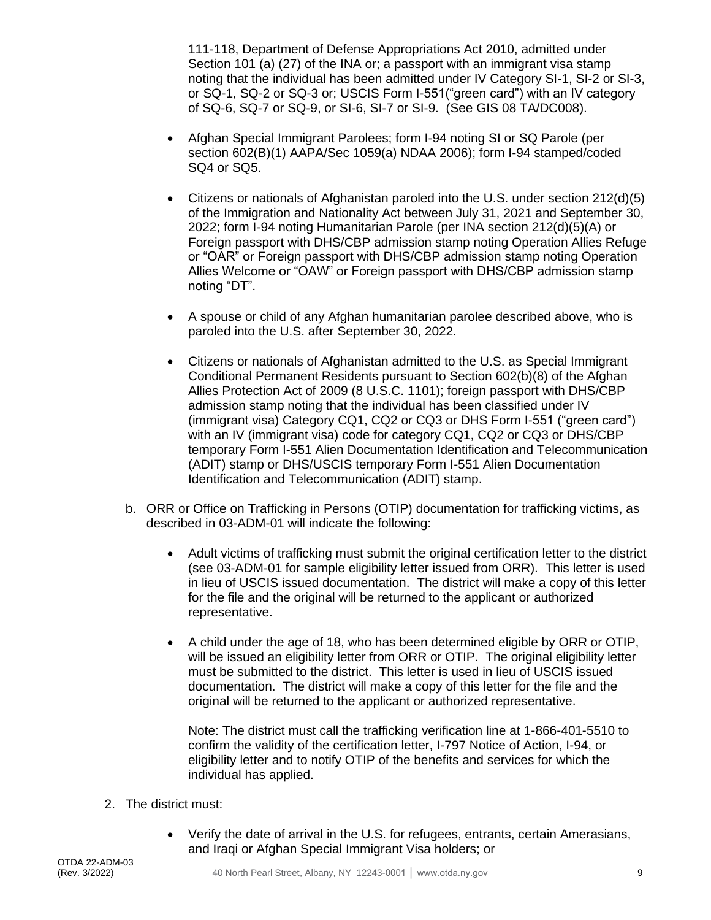111-118, Department of Defense Appropriations Act 2010, admitted under Section 101 (a) (27) of the INA or; a passport with an immigrant visa stamp noting that the individual has been admitted under IV Category SI-1, SI-2 or SI-3, or SQ-1, SQ-2 or SQ-3 or; USCIS Form I-551("green card") with an IV category of SQ-6, SQ-7 or SQ-9, or SI-6, SI-7 or SI-9. (See GIS 08 TA/DC008).

- Afghan Special Immigrant Parolees; form I-94 noting SI or SQ Parole (per section 602(B)(1) AAPA/Sec 1059(a) NDAA 2006); form I-94 stamped/coded SQ4 or SQ5.

- Citizens or nationals of Afghanistan paroled into the U.S. under section 212(d)(5) of the Immigration and Nationality Act between July 31, 2021 and September 30, 2022; form I-94 noting Humanitarian Parole (per INA section 212(d)(5)(A) or Foreign passport with DHS/CBP admission stamp noting Operation Allies Refuge or "OAR" or Foreign passport with DHS/CBP admission stamp noting Operation Allies Welcome or "OAW" or Foreign passport with DHS/CBP admission stamp noting "DT".

- A spouse or child of any Afghan humanitarian parolee described above, who is paroled into the U.S. after September 30, 2022.

- Citizens or nationals of Afghanistan admitted to the U.S. as Special Immigrant Conditional Permanent Residents pursuant to Section 602(b)(8) of the Afghan Allies Protection Act of 2009 (8 U.S.C. 1101); foreign passport with DHS/CBP admission stamp noting that the individual has been classified under IV (immigrant visa) Category CQ1, CQ2 or CQ3 or DHS Form I-551 ("green card") with an IV (immigrant visa) code for category CQ1, CQ2 or CQ3 or DHS/CBP temporary Form I-551 Alien Documentation Identification and Telecommunication (ADIT) stamp or DHS/USCIS temporary Form I-551 Alien Documentation Identification and Telecommunication (ADIT) stamp.

b. ORR or Office on Trafficking in Persons (OTIP) documentation for trafficking victims, as described in 03-ADM-01 will indicate the following:

   - Adult victims of trafficking must submit the original certification letter to the district (see 03-ADM-01 for sample eligibility letter issued from ORR). This letter is used in lieu of USCIS issued documentation. The district will make a copy of this letter for the file and the original will be returned to the applicant or authorized representative.

   - A child under the age of 18, who has been determined eligible by ORR or OTIP, will be issued an eligibility letter from ORR or OTIP. The original eligibility letter must be submitted to the district. This letter is used in lieu of USCIS issued documentation. The district will make a copy of this letter for the file and the original will be returned to the applicant or authorized representative.

     Note: The district must call the trafficking verification line at 1-866-401-5510 to confirm the validity of the certification letter, I-797 Notice of Action, I-94, or eligibility letter and to notify OTIP of the benefits and services for which the individual has applied.

2. The district must:

   - Verify the date of arrival in the U.S. for refugees, entrants, certain Amerasians, and Iraqi or Afghan Special Immigrant Visa holders; or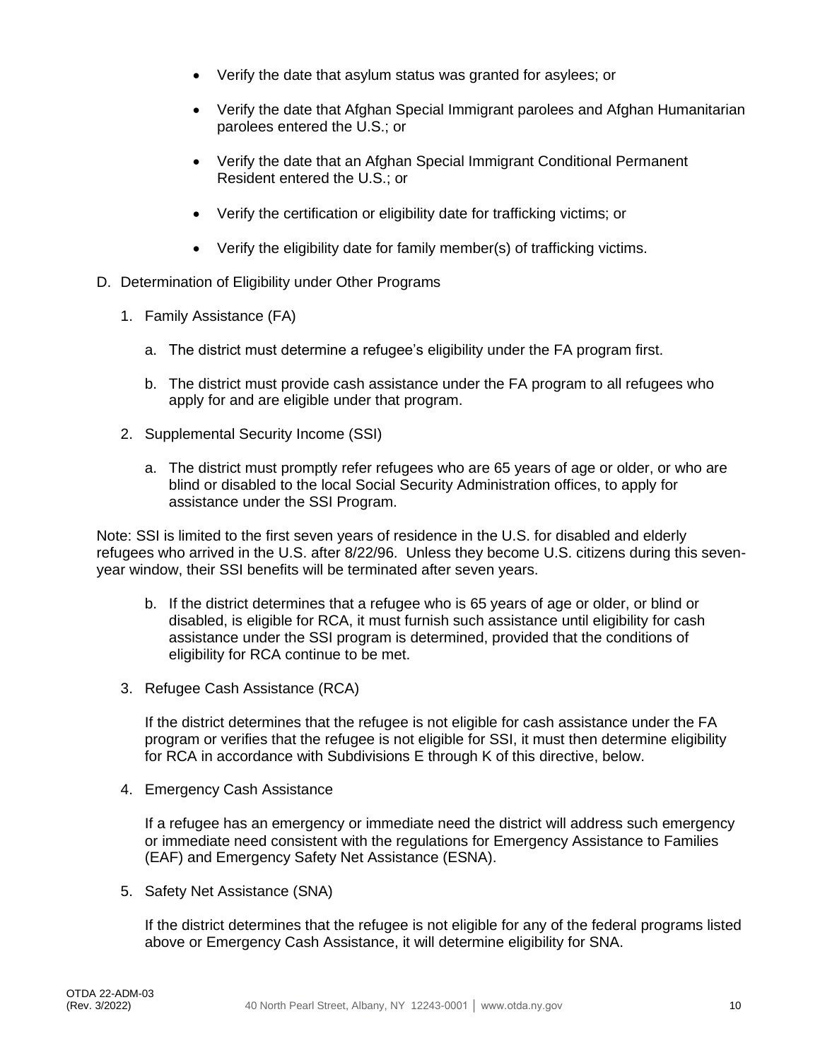- Verify the date that asylum status was granted for asylees; or
- Verify the date that Afghan Special Immigrant parolees and Afghan Humanitarian parolees entered the U.S.; or
- Verify the date that an Afghan Special Immigrant Conditional Permanent Resident entered the U.S.; or
- Verify the certification or eligibility date for trafficking victims; or
- Verify the eligibility date for family member(s) of trafficking victims.

D. Determination of Eligibility under Other Programs

1. Family Assistance (FA)

   a. The district must determine a refugee's eligibility under the FA program first.

   b. The district must provide cash assistance under the FA program to all refugees who apply for and are eligible under that program.

2. Supplemental Security Income (SSI)

   a. The district must promptly refer refugees who are 65 years of age or older, or who are blind or disabled to the local Social Security Administration offices, to apply for assistance under the SSI Program.

Note: SSI is limited to the first seven years of residence in the U.S. for disabled and elderly refugees who arrived in the U.S. after 8/22/96. Unless they become U.S. citizens during this seven-year window, their SSI benefits will be terminated after seven years.

   b. If the district determines that a refugee who is 65 years of age or older, or blind or disabled, is eligible for RCA, it must furnish such assistance until eligibility for cash assistance under the SSI program is determined, provided that the conditions of eligibility for RCA continue to be met.

3. Refugee Cash Assistance (RCA)

   If the district determines that the refugee is not eligible for cash assistance under the FA program or verifies that the refugee is not eligible for SSI, it must then determine eligibility for RCA in accordance with Subdivisions E through K of this directive, below.

4. Emergency Cash Assistance

   If a refugee has an emergency or immediate need the district will address such emergency or immediate need consistent with the regulations for Emergency Assistance to Families (EAF) and Emergency Safety Net Assistance (ESNA).

5. Safety Net Assistance (SNA)

   If the district determines that the refugee is not eligible for any of the federal programs listed above or Emergency Cash Assistance, it will determine eligibility for SNA.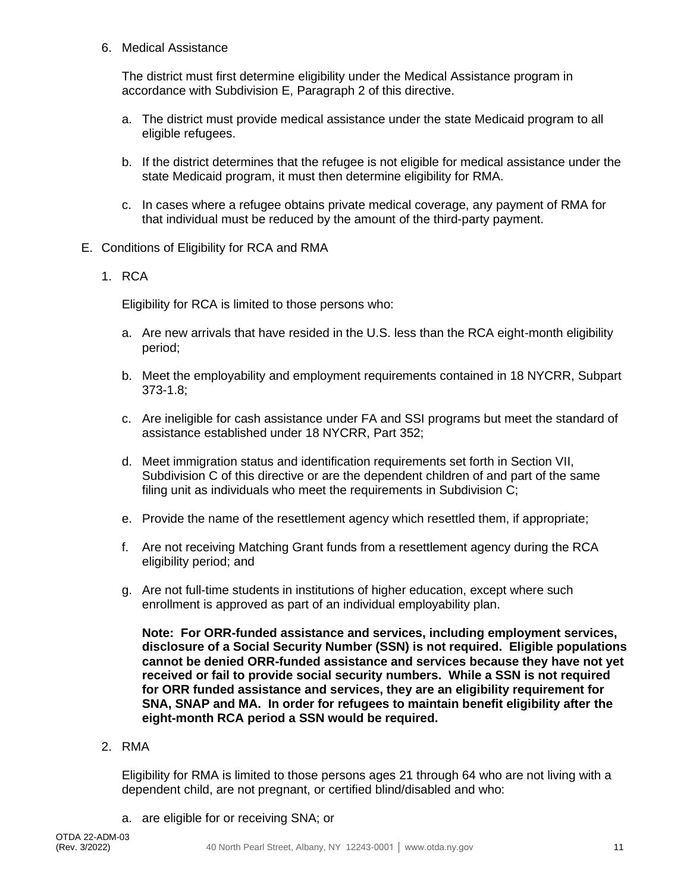6. Medical Assistance

   The district must first determine eligibility under the Medical Assistance program in accordance with Subdivision E, Paragraph 2 of this directive.

   a. The district must provide medical assistance under the state Medicaid program to all eligible refugees.

   b. If the district determines that the refugee is not eligible for medical assistance under the state Medicaid program, it must then determine eligibility for RMA.

   c. In cases where a refugee obtains private medical coverage, any payment of RMA for that individual must be reduced by the amount of the third-party payment.

E. Conditions of Eligibility for RCA and RMA

   1. RCA

      Eligibility for RCA is limited to those persons who:

      a. Are new arrivals that have resided in the U.S. less than the RCA eight-month eligibility period;

      b. Meet the employability and employment requirements contained in 18 NYCRR, Subpart 373-1.8;

      c. Are ineligible for cash assistance under FA and SSI programs but meet the standard of assistance established under 18 NYCRR, Part 352;

      d. Meet immigration status and identification requirements set forth in Section VII, Subdivision C of this directive or are the dependent children of and part of the same filing unit as individuals who meet the requirements in Subdivision C;

      e. Provide the name of the resettlement agency which resettled them, if appropriate;

      f. Are not receiving Matching Grant funds from a resettlement agency during the RCA eligibility period; and

      g. Are not full-time students in institutions of higher education, except where such enrollment is approved as part of an individual employability plan.

      **Note: For ORR-funded assistance and services, including employment services, disclosure of a Social Security Number (SSN) is not required. Eligible populations cannot be denied ORR-funded assistance and services because they have not yet received or fail to provide social security numbers. While a SSN is not required for ORR funded assistance and services, they are an eligibility requirement for SNA, SNAP and MA. In order for refugees to maintain benefit eligibility after the eight-month RCA period a SSN would be required.**

   2. RMA

      Eligibility for RMA is limited to those persons ages 21 through 64 who are not living with a dependent child, are not pregnant, or certified blind/disabled and who:

      a. are eligible for or receiving SNA; or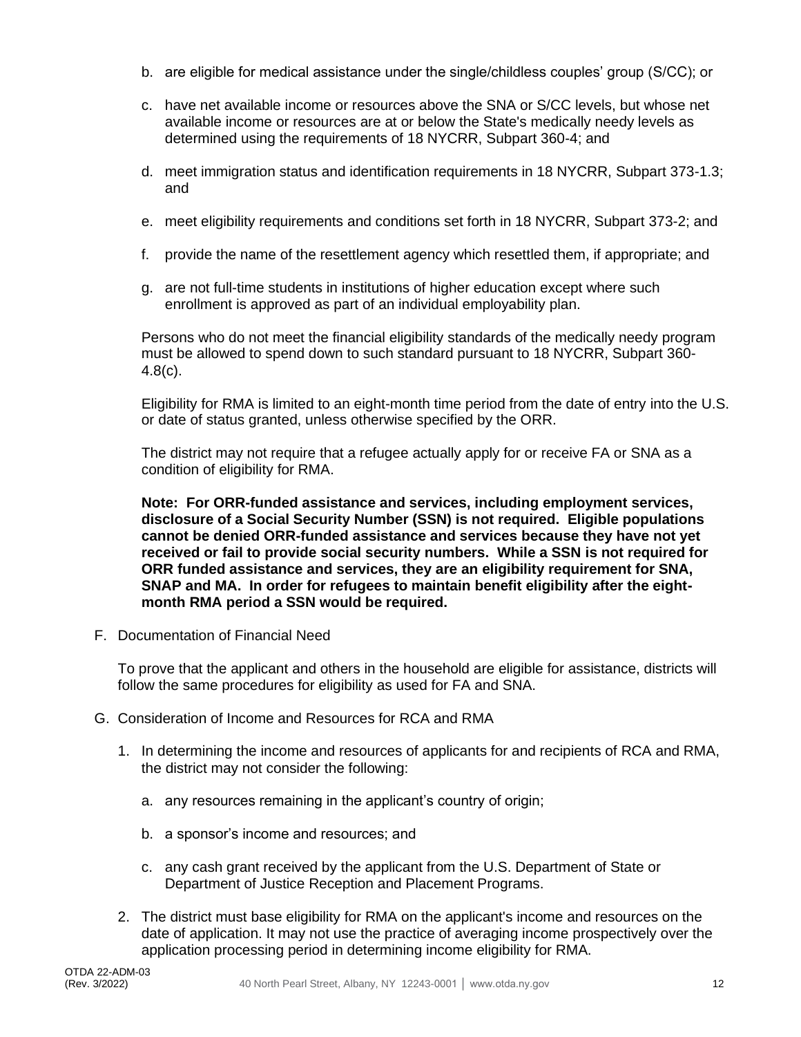b. are eligible for medical assistance under the single/childless couples' group (S/CC); or

c. have net available income or resources above the SNA or S/CC levels, but whose net available income or resources are at or below the State's medically needy levels as determined using the requirements of 18 NYCRR, Subpart 360-4; and

d. meet immigration status and identification requirements in 18 NYCRR, Subpart 373-1.3; and

e. meet eligibility requirements and conditions set forth in 18 NYCRR, Subpart 373-2; and

f. provide the name of the resettlement agency which resettled them, if appropriate; and

g. are not full-time students in institutions of higher education except where such enrollment is approved as part of an individual employability plan.

Persons who do not meet the financial eligibility standards of the medically needy program must be allowed to spend down to such standard pursuant to 18 NYCRR, Subpart 360-4.8(c).

Eligibility for RMA is limited to an eight-month time period from the date of entry into the U.S. or date of status granted, unless otherwise specified by the ORR.

The district may not require that a refugee actually apply for or receive FA or SNA as a condition of eligibility for RMA.

**Note: For ORR-funded assistance and services, including employment services, disclosure of a Social Security Number (SSN) is not required. Eligible populations cannot be denied ORR-funded assistance and services because they have not yet received or fail to provide social security numbers. While a SSN is not required for ORR funded assistance and services, they are an eligibility requirement for SNA, SNAP and MA. In order for refugees to maintain benefit eligibility after the eight-month RMA period a SSN would be required.**

F. Documentation of Financial Need

To prove that the applicant and others in the household are eligible for assistance, districts will follow the same procedures for eligibility as used for FA and SNA.

G. Consideration of Income and Resources for RCA and RMA

1. In determining the income and resources of applicants for and recipients of RCA and RMA, the district may not consider the following:

   a. any resources remaining in the applicant's country of origin;

   b. a sponsor's income and resources; and

   c. any cash grant received by the applicant from the U.S. Department of State or Department of Justice Reception and Placement Programs.

2. The district must base eligibility for RMA on the applicant's income and resources on the date of application. It may not use the practice of averaging income prospectively over the application processing period in determining income eligibility for RMA.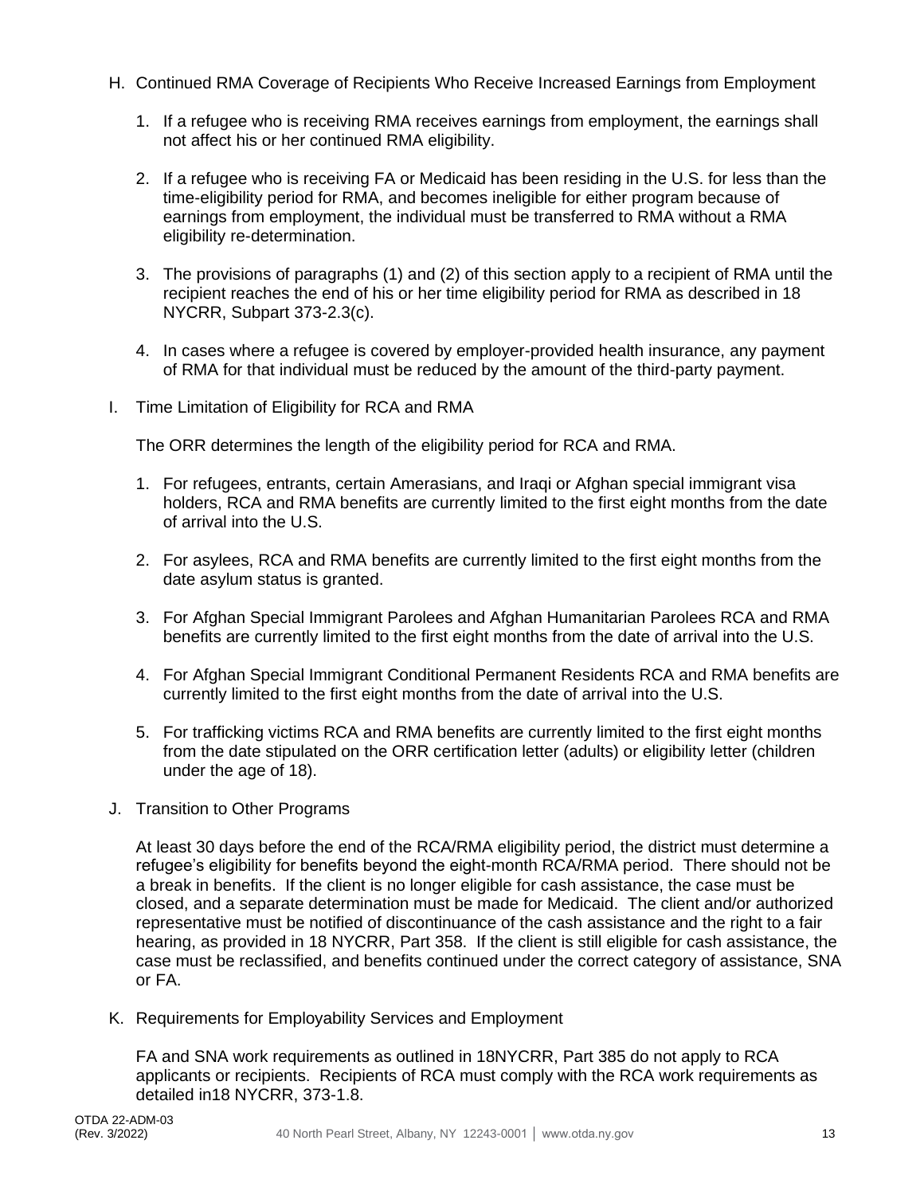H. Continued RMA Coverage of Recipients Who Receive Increased Earnings from Employment

1. If a refugee who is receiving RMA receives earnings from employment, the earnings shall not affect his or her continued RMA eligibility.

2. If a refugee who is receiving FA or Medicaid has been residing in the U.S. for less than the time-eligibility period for RMA, and becomes ineligible for either program because of earnings from employment, the individual must be transferred to RMA without a RMA eligibility re-determination.

3. The provisions of paragraphs (1) and (2) of this section apply to a recipient of RMA until the recipient reaches the end of his or her time eligibility period for RMA as described in 18 NYCRR, Subpart 373-2.3(c).

4. In cases where a refugee is covered by employer-provided health insurance, any payment of RMA for that individual must be reduced by the amount of the third-party payment.

I. Time Limitation of Eligibility for RCA and RMA

The ORR determines the length of the eligibility period for RCA and RMA.

1. For refugees, entrants, certain Amerasians, and Iraqi or Afghan special immigrant visa holders, RCA and RMA benefits are currently limited to the first eight months from the date of arrival into the U.S.

2. For asylees, RCA and RMA benefits are currently limited to the first eight months from the date asylum status is granted.

3. For Afghan Special Immigrant Parolees and Afghan Humanitarian Parolees RCA and RMA benefits are currently limited to the first eight months from the date of arrival into the U.S.

4. For Afghan Special Immigrant Conditional Permanent Residents RCA and RMA benefits are currently limited to the first eight months from the date of arrival into the U.S.

5. For trafficking victims RCA and RMA benefits are currently limited to the first eight months from the date stipulated on the ORR certification letter (adults) or eligibility letter (children under the age of 18).

J. Transition to Other Programs

At least 30 days before the end of the RCA/RMA eligibility period, the district must determine a refugee's eligibility for benefits beyond the eight-month RCA/RMA period. There should not be a break in benefits. If the client is no longer eligible for cash assistance, the case must be closed, and a separate determination must be made for Medicaid. The client and/or authorized representative must be notified of discontinuance of the cash assistance and the right to a fair hearing, as provided in 18 NYCRR, Part 358. If the client is still eligible for cash assistance, the case must be reclassified, and benefits continued under the correct category of assistance, SNA or FA.

K. Requirements for Employability Services and Employment

FA and SNA work requirements as outlined in 18NYCRR, Part 385 do not apply to RCA applicants or recipients. Recipients of RCA must comply with the RCA work requirements as detailed in18 NYCRR, 373-1.8.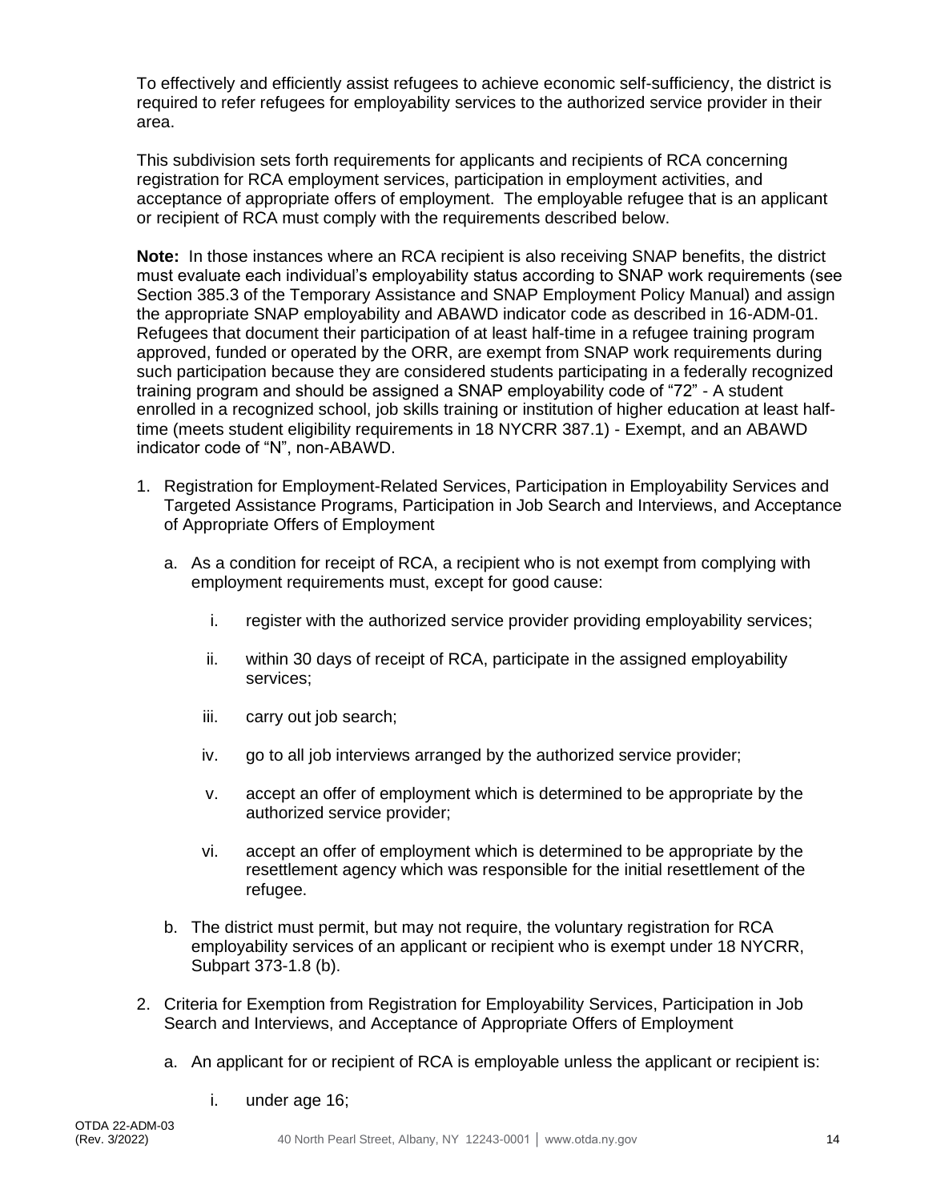To effectively and efficiently assist refugees to achieve economic self-sufficiency, the district is required to refer refugees for employability services to the authorized service provider in their area.

This subdivision sets forth requirements for applicants and recipients of RCA concerning registration for RCA employment services, participation in employment activities, and acceptance of appropriate offers of employment. The employable refugee that is an applicant or recipient of RCA must comply with the requirements described below.

**Note:** In those instances where an RCA recipient is also receiving SNAP benefits, the district must evaluate each individual's employability status according to SNAP work requirements (see Section 385.3 of the Temporary Assistance and SNAP Employment Policy Manual) and assign the appropriate SNAP employability and ABAWD indicator code as described in 16-ADM-01. Refugees that document their participation of at least half-time in a refugee training program approved, funded or operated by the ORR, are exempt from SNAP work requirements during such participation because they are considered students participating in a federally recognized training program and should be assigned a SNAP employability code of "72" - A student enrolled in a recognized school, job skills training or institution of higher education at least half-time (meets student eligibility requirements in 18 NYCRR 387.1) - Exempt, and an ABAWD indicator code of "N", non-ABAWD.

1. Registration for Employment-Related Services, Participation in Employability Services and Targeted Assistance Programs, Participation in Job Search and Interviews, and Acceptance of Appropriate Offers of Employment

   a. As a condition for receipt of RCA, a recipient who is not exempt from complying with employment requirements must, except for good cause:

      i. register with the authorized service provider providing employability services;

      ii. within 30 days of receipt of RCA, participate in the assigned employability services;

      iii. carry out job search;

      iv. go to all job interviews arranged by the authorized service provider;

      v. accept an offer of employment which is determined to be appropriate by the authorized service provider;

      vi. accept an offer of employment which is determined to be appropriate by the resettlement agency which was responsible for the initial resettlement of the refugee.

   b. The district must permit, but may not require, the voluntary registration for RCA employability services of an applicant or recipient who is exempt under 18 NYCRR, Subpart 373-1.8 (b).

2. Criteria for Exemption from Registration for Employability Services, Participation in Job Search and Interviews, and Acceptance of Appropriate Offers of Employment

   a. An applicant for or recipient of RCA is employable unless the applicant or recipient is:

      i. under age 16;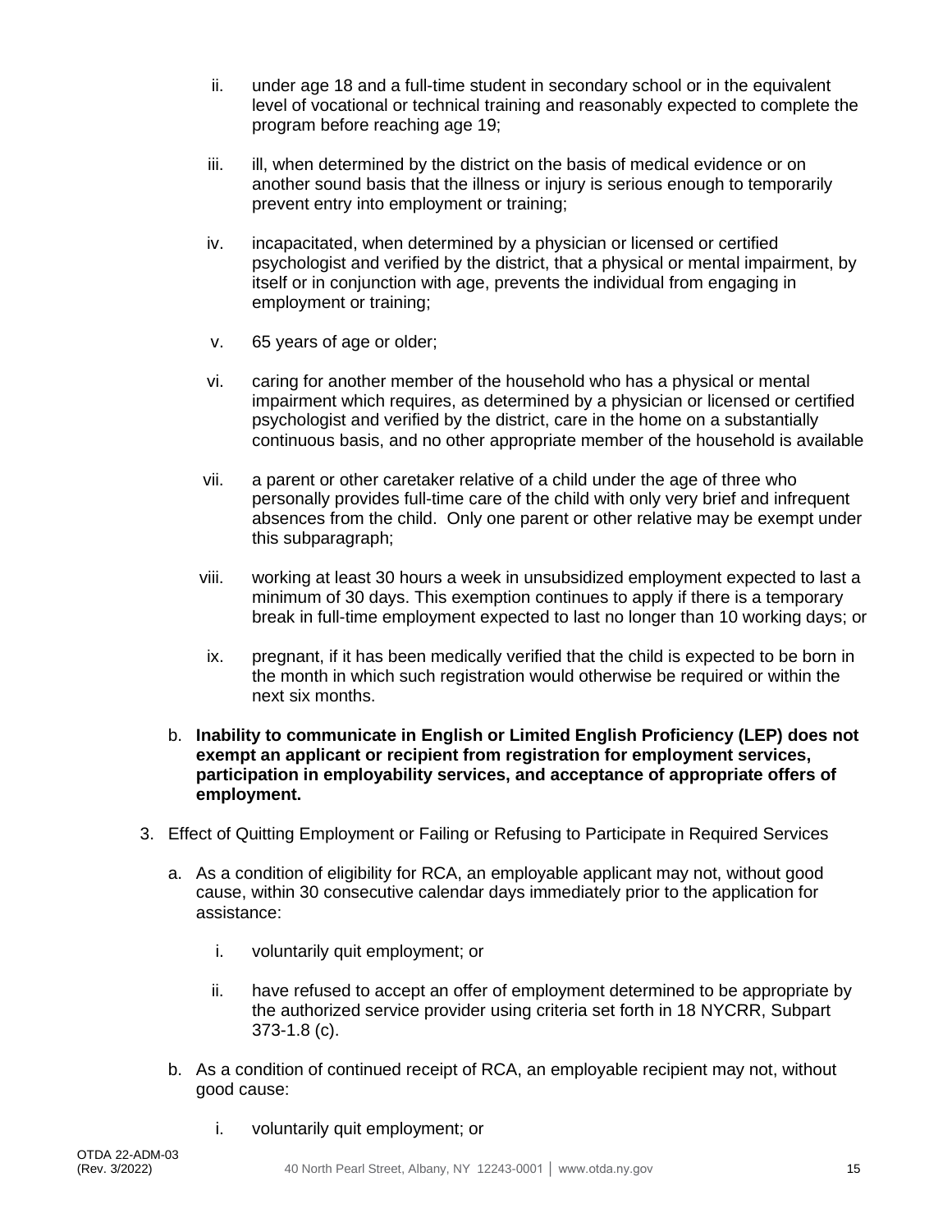ii. under age 18 and a full-time student in secondary school or in the equivalent level of vocational or technical training and reasonably expected to complete the program before reaching age 19;

iii. ill, when determined by the district on the basis of medical evidence or on another sound basis that the illness or injury is serious enough to temporarily prevent entry into employment or training;

iv. incapacitated, when determined by a physician or licensed or certified psychologist and verified by the district, that a physical or mental impairment, by itself or in conjunction with age, prevents the individual from engaging in employment or training;

v. 65 years of age or older;

vi. caring for another member of the household who has a physical or mental impairment which requires, as determined by a physician or licensed or certified psychologist and verified by the district, care in the home on a substantially continuous basis, and no other appropriate member of the household is available

vii. a parent or other caretaker relative of a child under the age of three who personally provides full-time care of the child with only very brief and infrequent absences from the child. Only one parent or other relative may be exempt under this subparagraph;

viii. working at least 30 hours a week in unsubsidized employment expected to last a minimum of 30 days. This exemption continues to apply if there is a temporary break in full-time employment expected to last no longer than 10 working days; or

ix. pregnant, if it has been medically verified that the child is expected to be born in the month in which such registration would otherwise be required or within the next six months.

b. **Inability to communicate in English or Limited English Proficiency (LEP) does not exempt an applicant or recipient from registration for employment services, participation in employability services, and acceptance of appropriate offers of employment.**

3. Effect of Quitting Employment or Failing or Refusing to Participate in Required Services

   a. As a condition of eligibility for RCA, an employable applicant may not, without good cause, within 30 consecutive calendar days immediately prior to the application for assistance:

      i. voluntarily quit employment; or

      ii. have refused to accept an offer of employment determined to be appropriate by the authorized service provider using criteria set forth in 18 NYCRR, Subpart 373-1.8 (c).

   b. As a condition of continued receipt of RCA, an employable recipient may not, without good cause:

      i. voluntarily quit employment; or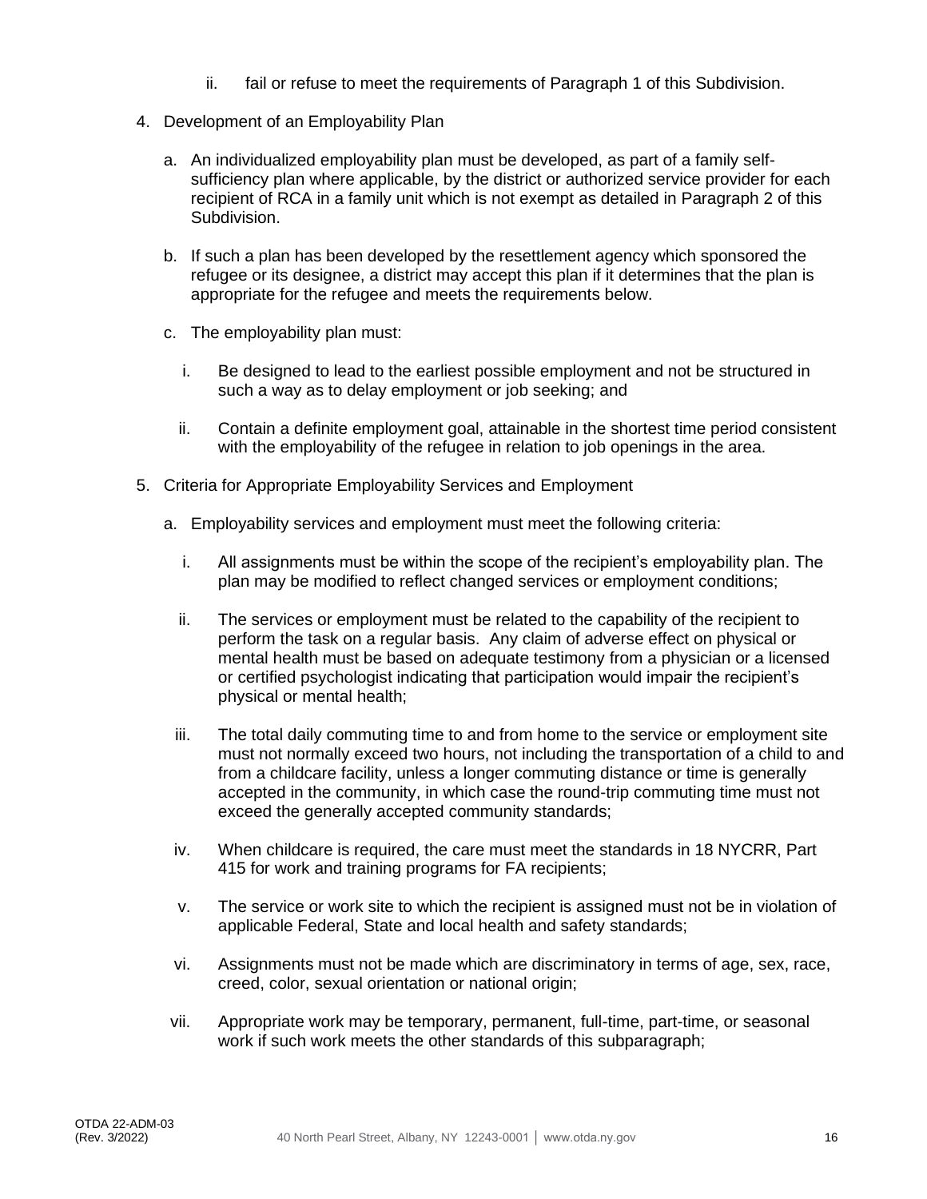ii. fail or refuse to meet the requirements of Paragraph 1 of this Subdivision.

4. Development of an Employability Plan

   a. An individualized employability plan must be developed, as part of a family self-sufficiency plan where applicable, by the district or authorized service provider for each recipient of RCA in a family unit which is not exempt as detailed in Paragraph 2 of this Subdivision.

   b. If such a plan has been developed by the resettlement agency which sponsored the refugee or its designee, a district may accept this plan if it determines that the plan is appropriate for the refugee and meets the requirements below.

   c. The employability plan must:

      i. Be designed to lead to the earliest possible employment and not be structured in such a way as to delay employment or job seeking; and

      ii. Contain a definite employment goal, attainable in the shortest time period consistent with the employability of the refugee in relation to job openings in the area.

5. Criteria for Appropriate Employability Services and Employment

   a. Employability services and employment must meet the following criteria:

      i. All assignments must be within the scope of the recipient's employability plan. The plan may be modified to reflect changed services or employment conditions;

      ii. The services or employment must be related to the capability of the recipient to perform the task on a regular basis. Any claim of adverse effect on physical or mental health must be based on adequate testimony from a physician or a licensed or certified psychologist indicating that participation would impair the recipient's physical or mental health;

      iii. The total daily commuting time to and from home to the service or employment site must not normally exceed two hours, not including the transportation of a child to and from a childcare facility, unless a longer commuting distance or time is generally accepted in the community, in which case the round-trip commuting time must not exceed the generally accepted community standards;

      iv. When childcare is required, the care must meet the standards in 18 NYCRR, Part 415 for work and training programs for FA recipients;

      v. The service or work site to which the recipient is assigned must not be in violation of applicable Federal, State and local health and safety standards;

      vi. Assignments must not be made which are discriminatory in terms of age, sex, race, creed, color, sexual orientation or national origin;

      vii. Appropriate work may be temporary, permanent, full-time, part-time, or seasonal work if such work meets the other standards of this subparagraph;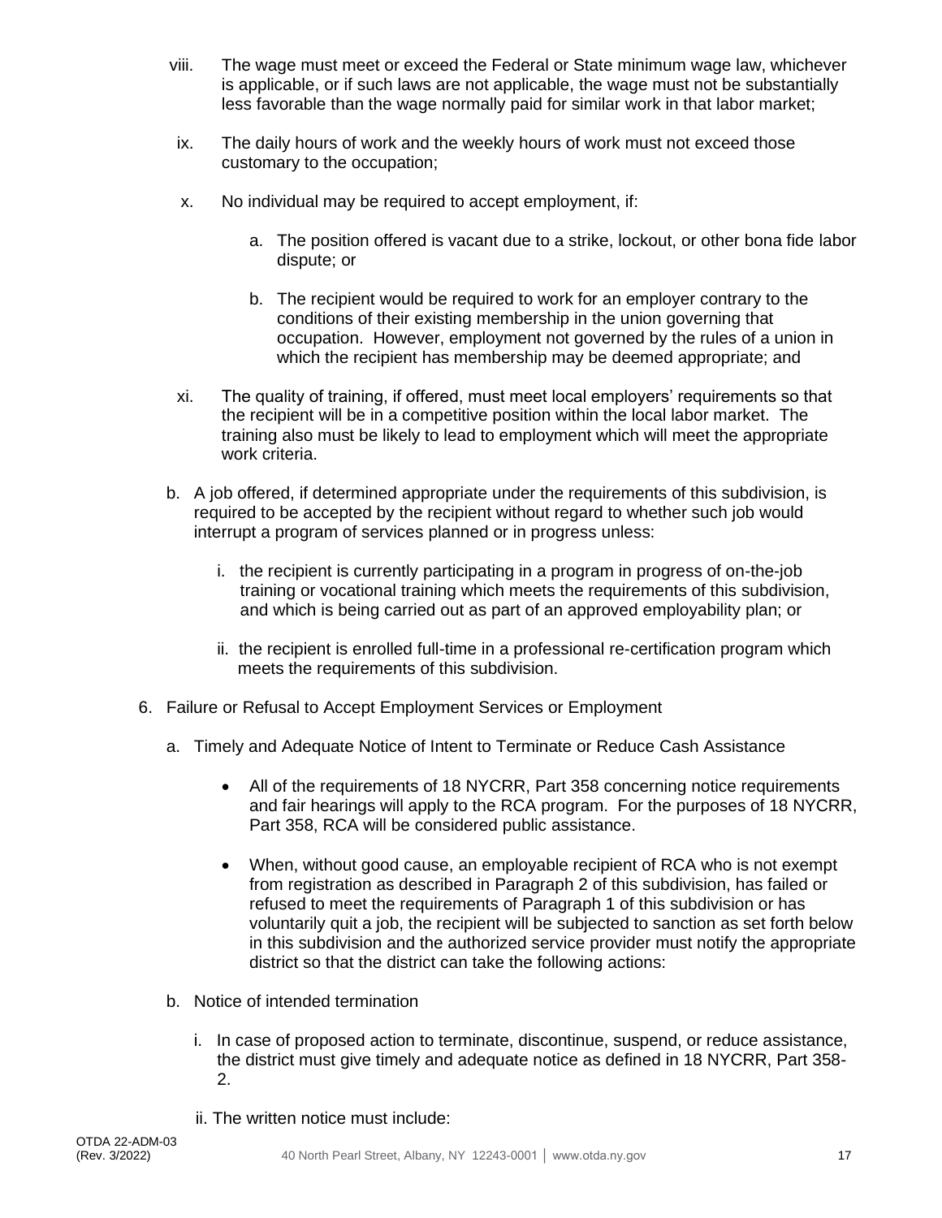viii. The wage must meet or exceed the Federal or State minimum wage law, whichever is applicable, or if such laws are not applicable, the wage must not be substantially less favorable than the wage normally paid for similar work in that labor market;

ix. The daily hours of work and the weekly hours of work must not exceed those customary to the occupation;

x. No individual may be required to accept employment, if:

   a. The position offered is vacant due to a strike, lockout, or other bona fide labor dispute; or

   b. The recipient would be required to work for an employer contrary to the conditions of their existing membership in the union governing that occupation. However, employment not governed by the rules of a union in which the recipient has membership may be deemed appropriate; and

xi. The quality of training, if offered, must meet local employers' requirements so that the recipient will be in a competitive position within the local labor market. The training also must be likely to lead to employment which will meet the appropriate work criteria.

b. A job offered, if determined appropriate under the requirements of this subdivision, is required to be accepted by the recipient without regard to whether such job would interrupt a program of services planned or in progress unless:

   i. the recipient is currently participating in a program in progress of on-the-job training or vocational training which meets the requirements of this subdivision, and which is being carried out as part of an approved employability plan; or

   ii. the recipient is enrolled full-time in a professional re-certification program which meets the requirements of this subdivision.

6. Failure or Refusal to Accept Employment Services or Employment

   a. Timely and Adequate Notice of Intent to Terminate or Reduce Cash Assistance

      - All of the requirements of 18 NYCRR, Part 358 concerning notice requirements and fair hearings will apply to the RCA program. For the purposes of 18 NYCRR, Part 358, RCA will be considered public assistance.

      - When, without good cause, an employable recipient of RCA who is not exempt from registration as described in Paragraph 2 of this subdivision, has failed or refused to meet the requirements of Paragraph 1 of this subdivision or has voluntarily quit a job, the recipient will be subjected to sanction as set forth below in this subdivision and the authorized service provider must notify the appropriate district so that the district can take the following actions:

   b. Notice of intended termination

      i. In case of proposed action to terminate, discontinue, suspend, or reduce assistance, the district must give timely and adequate notice as defined in 18 NYCRR, Part 358-2.

      ii. The written notice must include: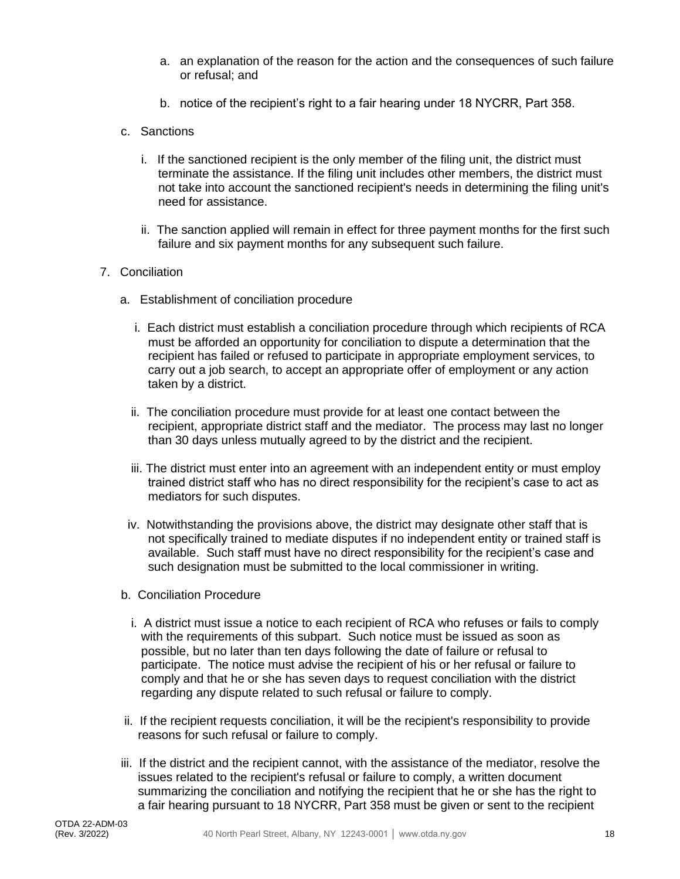a. an explanation of the reason for the action and the consequences of such failure or refusal; and

b. notice of the recipient's right to a fair hearing under 18 NYCRR, Part 358.

c. Sanctions

i. If the sanctioned recipient is the only member of the filing unit, the district must terminate the assistance. If the filing unit includes other members, the district must not take into account the sanctioned recipient's needs in determining the filing unit's need for assistance.

ii. The sanction applied will remain in effect for three payment months for the first such failure and six payment months for any subsequent such failure.

7. Conciliation

a. Establishment of conciliation procedure

i. Each district must establish a conciliation procedure through which recipients of RCA must be afforded an opportunity for conciliation to dispute a determination that the recipient has failed or refused to participate in appropriate employment services, to carry out a job search, to accept an appropriate offer of employment or any action taken by a district.

ii. The conciliation procedure must provide for at least one contact between the recipient, appropriate district staff and the mediator. The process may last no longer than 30 days unless mutually agreed to by the district and the recipient.

iii. The district must enter into an agreement with an independent entity or must employ trained district staff who has no direct responsibility for the recipient's case to act as mediators for such disputes.

iv. Notwithstanding the provisions above, the district may designate other staff that is not specifically trained to mediate disputes if no independent entity or trained staff is available. Such staff must have no direct responsibility for the recipient's case and such designation must be submitted to the local commissioner in writing.

b. Conciliation Procedure

i. A district must issue a notice to each recipient of RCA who refuses or fails to comply with the requirements of this subpart. Such notice must be issued as soon as possible, but no later than ten days following the date of failure or refusal to participate. The notice must advise the recipient of his or her refusal or failure to comply and that he or she has seven days to request conciliation with the district regarding any dispute related to such refusal or failure to comply.

ii. If the recipient requests conciliation, it will be the recipient's responsibility to provide reasons for such refusal or failure to comply.

iii. If the district and the recipient cannot, with the assistance of the mediator, resolve the issues related to the recipient's refusal or failure to comply, a written document summarizing the conciliation and notifying the recipient that he or she has the right to a fair hearing pursuant to 18 NYCRR, Part 358 must be given or sent to the recipient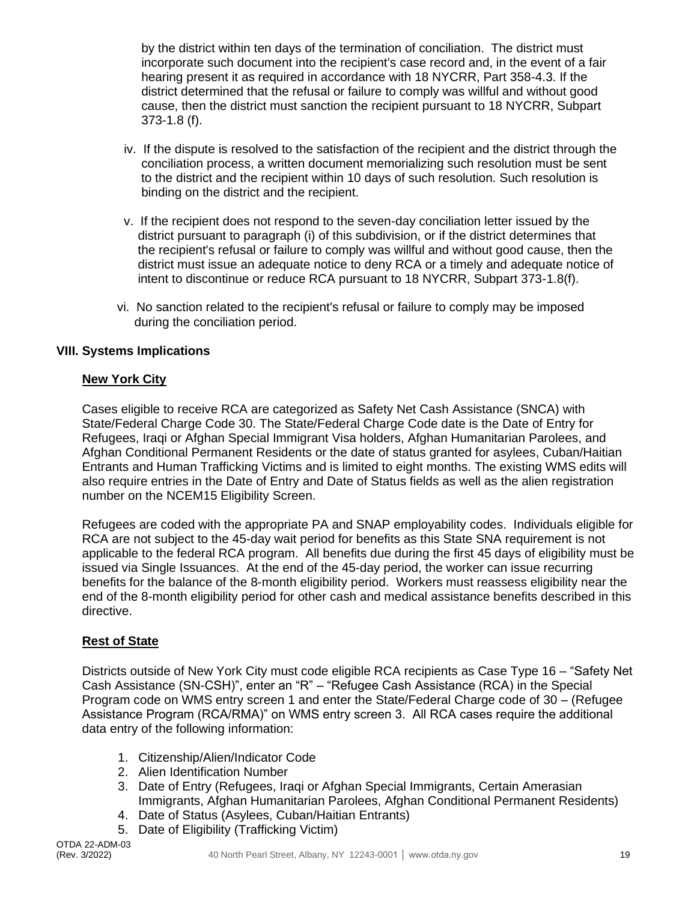by the district within ten days of the termination of conciliation. The district must incorporate such document into the recipient's case record and, in the event of a fair hearing present it as required in accordance with 18 NYCRR, Part 358-4.3. If the district determined that the refusal or failure to comply was willful and without good cause, then the district must sanction the recipient pursuant to 18 NYCRR, Subpart 373-1.8 (f).

iv. If the dispute is resolved to the satisfaction of the recipient and the district through the conciliation process, a written document memorializing such resolution must be sent to the district and the recipient within 10 days of such resolution. Such resolution is binding on the district and the recipient.

v. If the recipient does not respond to the seven-day conciliation letter issued by the district pursuant to paragraph (i) of this subdivision, or if the district determines that the recipient's refusal or failure to comply was willful and without good cause, then the district must issue an adequate notice to deny RCA or a timely and adequate notice of intent to discontinue or reduce RCA pursuant to 18 NYCRR, Subpart 373-1.8(f).

vi. No sanction related to the recipient's refusal or failure to comply may be imposed during the conciliation period.

## VIII. Systems Implications

### New York City

Cases eligible to receive RCA are categorized as Safety Net Cash Assistance (SNCA) with State/Federal Charge Code 30. The State/Federal Charge Code date is the Date of Entry for Refugees, Iraqi or Afghan Special Immigrant Visa holders, Afghan Humanitarian Parolees, and Afghan Conditional Permanent Residents or the date of status granted for asylees, Cuban/Haitian Entrants and Human Trafficking Victims and is limited to eight months. The existing WMS edits will also require entries in the Date of Entry and Date of Status fields as well as the alien registration number on the NCEM15 Eligibility Screen.

Refugees are coded with the appropriate PA and SNAP employability codes. Individuals eligible for RCA are not subject to the 45-day wait period for benefits as this State SNA requirement is not applicable to the federal RCA program. All benefits due during the first 45 days of eligibility must be issued via Single Issuances. At the end of the 45-day period, the worker can issue recurring benefits for the balance of the 8-month eligibility period. Workers must reassess eligibility near the end of the 8-month eligibility period for other cash and medical assistance benefits described in this directive.

### Rest of State

Districts outside of New York City must code eligible RCA recipients as Case Type 16 – "Safety Net Cash Assistance (SN-CSH)", enter an "R" – "Refugee Cash Assistance (RCA) in the Special Program code on WMS entry screen 1 and enter the State/Federal Charge code of 30 – (Refugee Assistance Program (RCA/RMA)" on WMS entry screen 3. All RCA cases require the additional data entry of the following information:

1. Citizenship/Alien/Indicator Code
2. Alien Identification Number
3. Date of Entry (Refugees, Iraqi or Afghan Special Immigrants, Certain Amerasian Immigrants, Afghan Humanitarian Parolees, Afghan Conditional Permanent Residents)
4. Date of Status (Asylees, Cuban/Haitian Entrants)
5. Date of Eligibility (Trafficking Victim)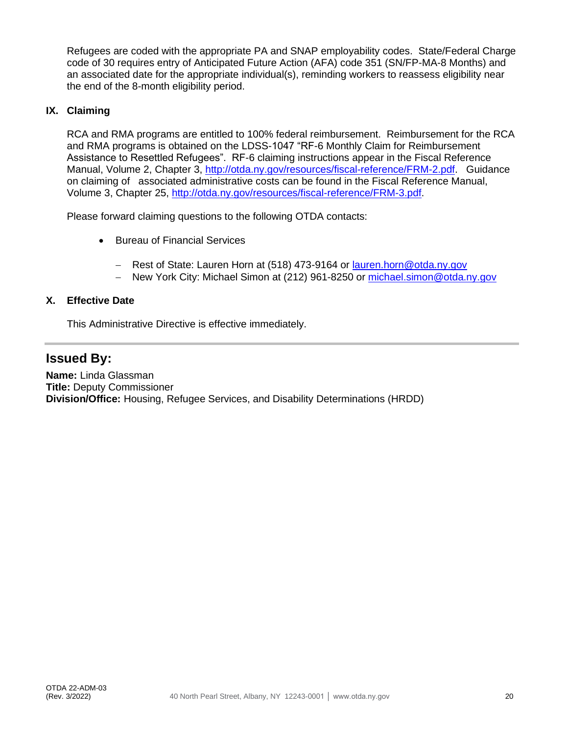Refugees are coded with the appropriate PA and SNAP employability codes. State/Federal Charge code of 30 requires entry of Anticipated Future Action (AFA) code 351 (SN/FP-MA-8 Months) and an associated date for the appropriate individual(s), reminding workers to reassess eligibility near the end of the 8-month eligibility period.

## IX. Claiming

RCA and RMA programs are entitled to 100% federal reimbursement. Reimbursement for the RCA and RMA programs is obtained on the LDSS-1047 "RF-6 Monthly Claim for Reimbursement Assistance to Resettled Refugees". RF-6 claiming instructions appear in the Fiscal Reference Manual, Volume 2, Chapter 3, http://otda.ny.gov/resources/fiscal-reference/FRM-2.pdf. Guidance on claiming of associated administrative costs can be found in the Fiscal Reference Manual, Volume 3, Chapter 25, http://otda.ny.gov/resources/fiscal-reference/FRM-3.pdf.

Please forward claiming questions to the following OTDA contacts:

- Bureau of Financial Services
  - Rest of State: Lauren Horn at (518) 473-9164 or lauren.horn@otda.ny.gov
  - New York City: Michael Simon at (212) 961-8250 or michael.simon@otda.ny.gov

## X. Effective Date

This Administrative Directive is effective immediately.

---

## Issued By:

**Name:** Linda Glassman
**Title:** Deputy Commissioner
**Division/Office:** Housing, Refugee Services, and Disability Determinations (HRDD)